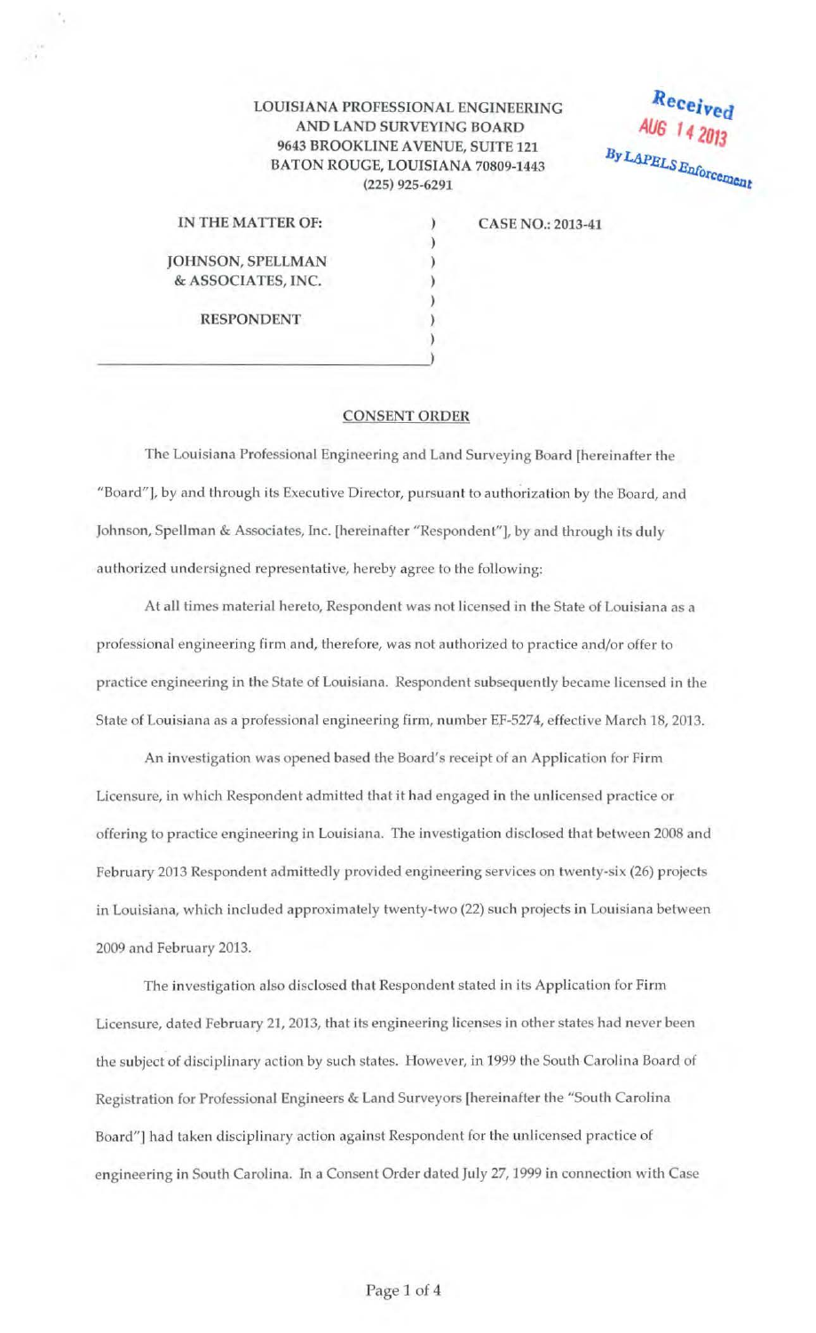LOUISIANA PROFESSIONAL ENGINEERING
AND LAND SURVEYING BOARD
9643 BROOKLINE AVENUE, SUITE 121
BATON ROUGE, LOUISIANA 70809-1443
(225) 925-6291

Received
AUG 14 2013
By LAPELS Enforcement

| | |
|---|---|
| IN THE MATTER OF: | CASE NO.: 2013-41 |
| JOHNSON, SPELLMAN & ASSOCIATES, INC. | |
| RESPONDENT | |

## CONSENT ORDER

The Louisiana Professional Engineering and Land Surveying Board [hereinafter the "Board"], by and through its Executive Director, pursuant to authorization by the Board, and Johnson, Spellman & Associates, Inc. [hereinafter "Respondent"], by and through its duly authorized undersigned representative, hereby agree to the following:

At all times material hereto, Respondent was not licensed in the State of Louisiana as a professional engineering firm and, therefore, was not authorized to practice and/or offer to practice engineering in the State of Louisiana. Respondent subsequently became licensed in the State of Louisiana as a professional engineering firm, number EF-5274, effective March 18, 2013.

An investigation was opened based the Board's receipt of an Application for Firm Licensure, in which Respondent admitted that it had engaged in the unlicensed practice or offering to practice engineering in Louisiana. The investigation disclosed that between 2008 and February 2013 Respondent admittedly provided engineering services on twenty-six (26) projects in Louisiana, which included approximately twenty-two (22) such projects in Louisiana between 2009 and February 2013.

The investigation also disclosed that Respondent stated in its Application for Firm Licensure, dated February 21, 2013, that its engineering licenses in other states had never been the subject of disciplinary action by such states. However, in 1999 the South Carolina Board of Registration for Professional Engineers & Land Surveyors [hereinafter the "South Carolina Board"] had taken disciplinary action against Respondent for the unlicensed practice of engineering in South Carolina. In a Consent Order dated July 27, 1999 in connection with Case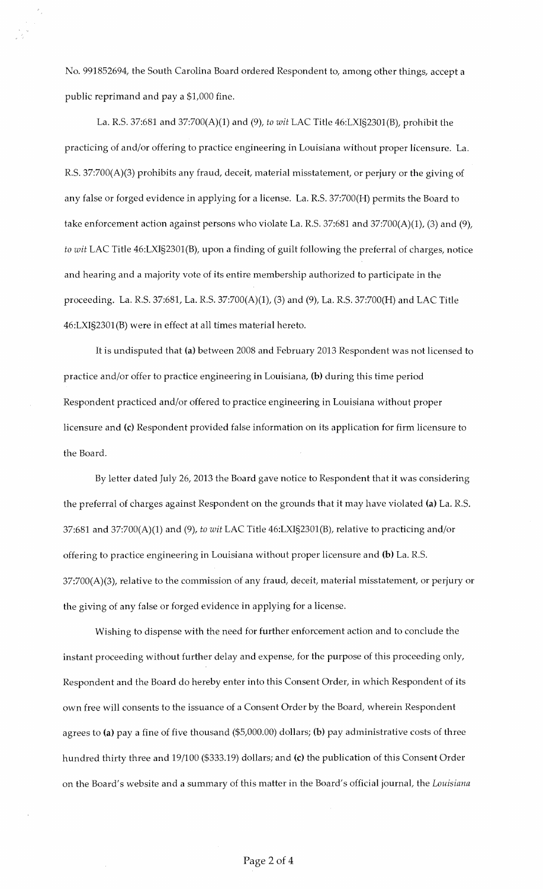No. 991852694, the South Carolina Board ordered Respondent to, among other things, accept a public reprimand and pay a $1,000 fine.

La. R.S. 37:681 and 37:700(A)(1) and (9), *to wit* LAC Title 46:LXI§2301(B), prohibit the practicing of and/or offering to practice engineering in Louisiana without proper licensure. La. R.S. 37:700(A)(3) prohibits any fraud, deceit, material misstatement, or perjury or the giving of any false or forged evidence in applying for a license. La. R.S. 37:700(H) permits the Board to take enforcement action against persons who violate La. R.S. 37:681 and 37:700(A)(1), (3) and (9), *to wit* LAC Title 46:LXI§2301(B), upon a finding of guilt following the preferral of charges, notice and hearing and a majority vote of its entire membership authorized to participate in the proceeding. La. R.S. 37:681, La. R.S. 37:700(A)(1), (3) and (9), La. R.S. 37:700(H) and LAC Title 46:LXI§2301(B) were in effect at all times material hereto.

It is undisputed that **(a)** between 2008 and February 2013 Respondent was not licensed to practice and/or offer to practice engineering in Louisiana, **(b)** during this time period Respondent practiced and/or offered to practice engineering in Louisiana without proper licensure and **(c)** Respondent provided false information on its application for firm licensure to the Board.

By letter dated July 26, 2013 the Board gave notice to Respondent that it was considering the preferral of charges against Respondent on the grounds that it may have violated **(a)** La. R.S. 37:681 and 37:700(A)(1) and (9), *to wit* LAC Title 46:LXI§2301(B), relative to practicing and/or offering to practice engineering in Louisiana without proper licensure and **(b)** La. R.S. 37:700(A)(3), relative to the commission of any fraud, deceit, material misstatement, or perjury or the giving of any false or forged evidence in applying for a license.

Wishing to dispense with the need for further enforcement action and to conclude the instant proceeding without further delay and expense, for the purpose of this proceeding only, Respondent and the Board do hereby enter into this Consent Order, in which Respondent of its own free will consents to the issuance of a Consent Order by the Board, wherein Respondent agrees to **(a)** pay a fine of five thousand ($5,000.00) dollars; **(b)** pay administrative costs of three hundred thirty three and 19/100 ($333.19) dollars; and **(c)** the publication of this Consent Order on the Board's website and a summary of this matter in the Board's official journal, the *Louisiana*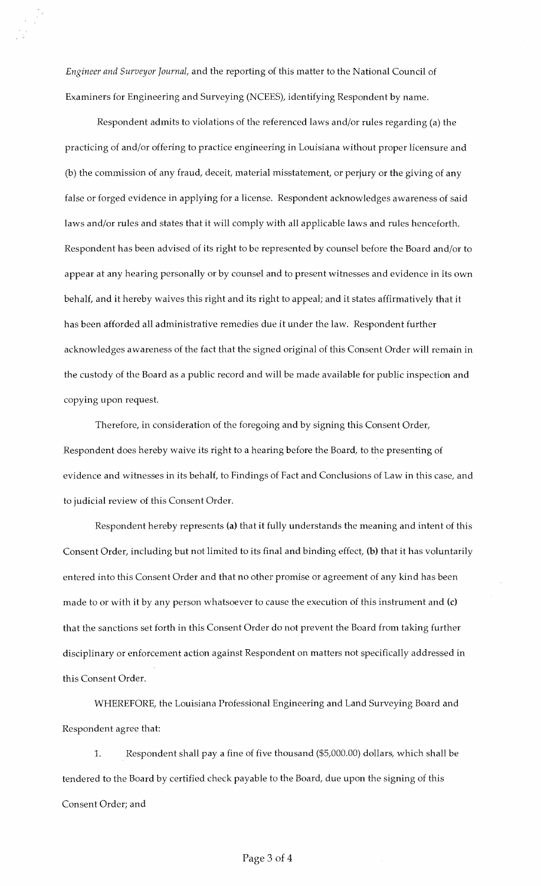*Engineer and Surveyor Journal*, and the reporting of this matter to the National Council of Examiners for Engineering and Surveying (NCEES), identifying Respondent by name.

Respondent admits to violations of the referenced laws and/or rules regarding (a) the practicing of and/or offering to practice engineering in Louisiana without proper licensure and (b) the commission of any fraud, deceit, material misstatement, or perjury or the giving of any false or forged evidence in applying for a license. Respondent acknowledges awareness of said laws and/or rules and states that it will comply with all applicable laws and rules henceforth. Respondent has been advised of its right to be represented by counsel before the Board and/or to appear at any hearing personally or by counsel and to present witnesses and evidence in its own behalf, and it hereby waives this right and its right to appeal; and it states affirmatively that it has been afforded all administrative remedies due it under the law. Respondent further acknowledges awareness of the fact that the signed original of this Consent Order will remain in the custody of the Board as a public record and will be made available for public inspection and copying upon request.

Therefore, in consideration of the foregoing and by signing this Consent Order, Respondent does hereby waive its right to a hearing before the Board, to the presenting of evidence and witnesses in its behalf, to Findings of Fact and Conclusions of Law in this case, and to judicial review of this Consent Order.

Respondent hereby represents **(a)** that it fully understands the meaning and intent of this Consent Order, including but not limited to its final and binding effect, **(b)** that it has voluntarily entered into this Consent Order and that no other promise or agreement of any kind has been made to or with it by any person whatsoever to cause the execution of this instrument and **(c)** that the sanctions set forth in this Consent Order do not prevent the Board from taking further disciplinary or enforcement action against Respondent on matters not specifically addressed in this Consent Order.

WHEREFORE, the Louisiana Professional Engineering and Land Surveying Board and Respondent agree that:

1. Respondent shall pay a fine of five thousand ($5,000.00) dollars, which shall be tendered to the Board by certified check payable to the Board, due upon the signing of this Consent Order; and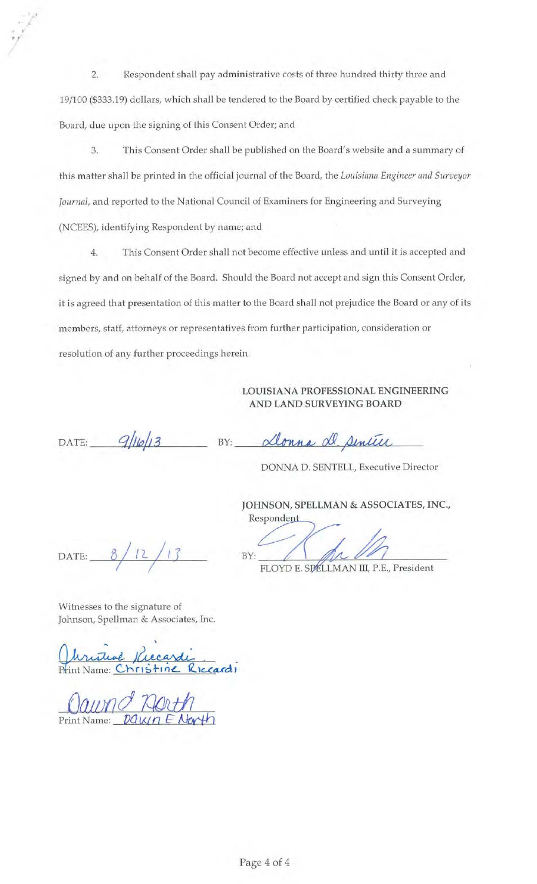2. Respondent shall pay administrative costs of three hundred thirty three and 19/100 ($333.19) dollars, which shall be tendered to the Board by certified check payable to the Board, due upon the signing of this Consent Order; and

3. This Consent Order shall be published on the Board's website and a summary of this matter shall be printed in the official journal of the Board, the *Louisiana Engineer and Surveyor Journal*, and reported to the National Council of Examiners for Engineering and Surveying (NCEES), identifying Respondent by name; and

4. This Consent Order shall not become effective unless and until it is accepted and signed by and on behalf of the Board. Should the Board not accept and sign this Consent Order, it is agreed that presentation of this matter to the Board shall not prejudice the Board or any of its members, staff, attorneys or representatives from further participation, consideration or resolution of any further proceedings herein.

LOUISIANA PROFESSIONAL ENGINEERING AND LAND SURVEYING BOARD

DATE: 9/16/13 BY: Donna D. Sentell

DONNA D. SENTELL, Executive Director

JOHNSON, SPELLMAN & ASSOCIATES, INC., Respondent

DATE: 8/12/13 BY: [signature]

FLOYD E. SPELLMAN III, P.E., President

Witnesses to the signature of Johnson, Spellman & Associates, Inc.

Christine Riccardi
Print Name: Christine Riccardi

Dawn North
Print Name: Dawn E North